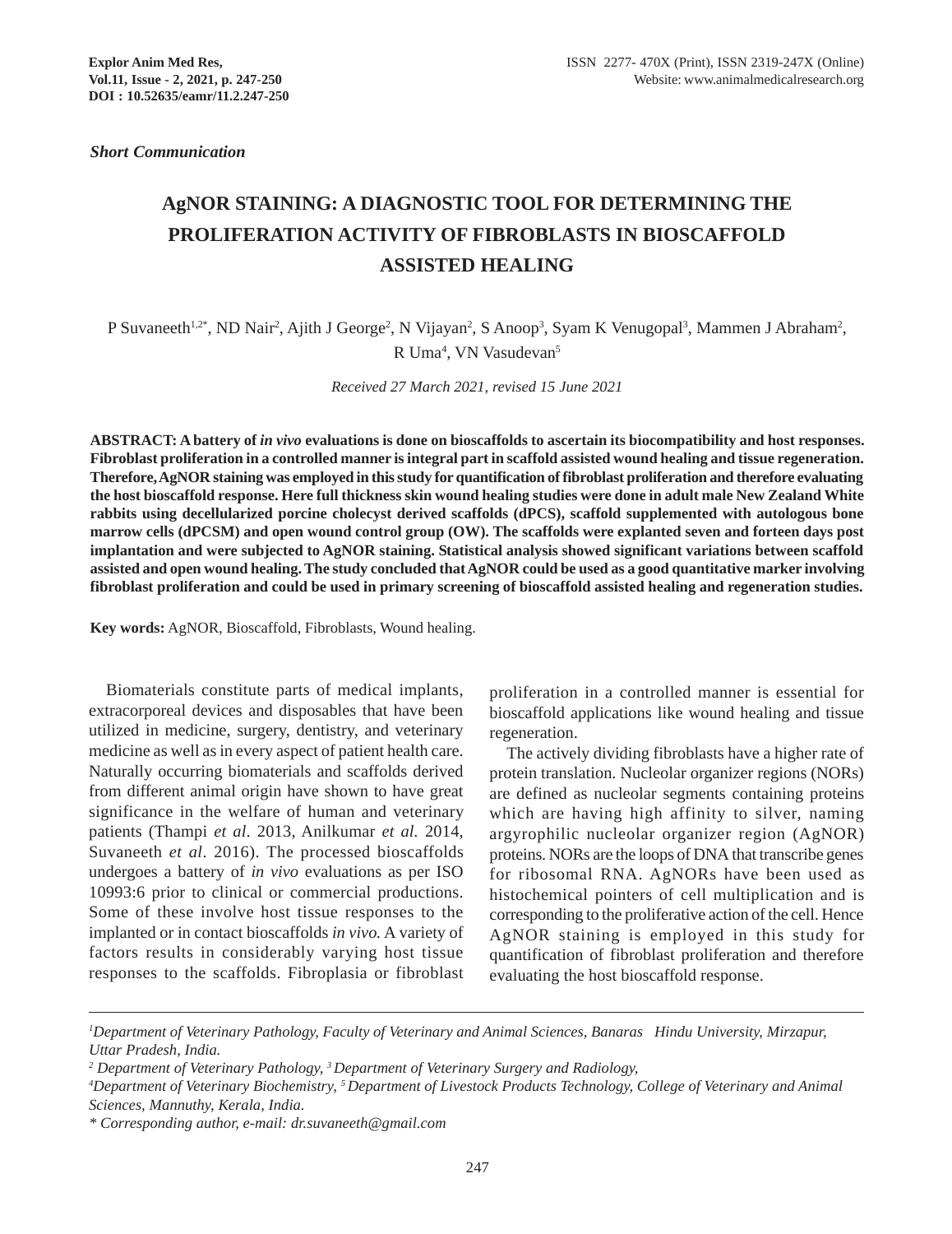*Short Communication*

# AgNOR STAINING: A DIAGNOSTIC TOOL FOR DETERMINING THE PROLIFERATION ACTIVITY OF FIBROBLASTS IN BIOSCAFFOLD ASSISTED HEALING

P Suvaneeth[1,2*], ND Nair[2], Ajith J George[2], N Vijayan[2], S Anoop[3], Syam K Venugopal[3], Mammen J Abraham[2], R Uma[4], VN Vasudevan[5]

*Received 27 March 2021, revised 15 June 2021*

**ABSTRACT: A battery of *in vivo* evaluations is done on bioscaffolds to ascertain its biocompatibility and host responses. Fibroblast proliferation in a controlled manner is integral part in scaffold assisted wound healing and tissue regeneration. Therefore, AgNOR staining was employed in this study for quantification of fibroblast proliferation and therefore evaluating the host bioscaffold response. Here full thickness skin wound healing studies were done in adult male New Zealand White rabbits using decellularized porcine cholecyst derived scaffolds (dPCS), scaffold supplemented with autologous bone marrow cells (dPCSM) and open wound control group (OW). The scaffolds were explanted seven and forteen days post implantation and were subjected to AgNOR staining. Statistical analysis showed significant variations between scaffold assisted and open wound healing. The study concluded that AgNOR could be used as a good quantitative marker involving fibroblast proliferation and could be used in primary screening of bioscaffold assisted healing and regeneration studies.**

**Key words:** AgNOR, Bioscaffold, Fibroblasts, Wound healing.

Biomaterials constitute parts of medical implants, extracorporeal devices and disposables that have been utilized in medicine, surgery, dentistry, and veterinary medicine as well as in every aspect of patient health care. Naturally occurring biomaterials and scaffolds derived from different animal origin have shown to have great significance in the welfare of human and veterinary patients (Thampi *et al*. 2013, Anilkumar *et al*. 2014, Suvaneeth *et al*. 2016). The processed bioscaffolds undergoes a battery of *in vivo* evaluations as per ISO 10993:6 prior to clinical or commercial productions. Some of these involve host tissue responses to the implanted or in contact bioscaffolds *in vivo.* A variety of factors results in considerably varying host tissue responses to the scaffolds. Fibroplasia or fibroblast proliferation in a controlled manner is essential for bioscaffold applications like wound healing and tissue regeneration.

The actively dividing fibroblasts have a higher rate of protein translation. Nucleolar organizer regions (NORs) are defined as nucleolar segments containing proteins which are having high affinity to silver, naming argyrophilic nucleolar organizer region (AgNOR) proteins. NORs are the loops of DNA that transcribe genes for ribosomal RNA. AgNORs have been used as histochemical pointers of cell multiplication and is corresponding to the proliferative action of the cell. Hence AgNOR staining is employed in this study for quantification of fibroblast proliferation and therefore evaluating the host bioscaffold response.

---

[1]*Department of Veterinary Pathology, Faculty of Veterinary and Animal Sciences, Banaras Hindu University, Mirzapur, Uttar Pradesh, India.*

[2] *Department of Veterinary Pathology,* [3] *Department of Veterinary Surgery and Radiology,*

[4]*Department of Veterinary Biochemistry,* [5] *Department of Livestock Products Technology, College of Veterinary and Animal Sciences, Mannuthy, Kerala, India.*

\* *Corresponding author, e-mail: dr.suvaneeth@gmail.com*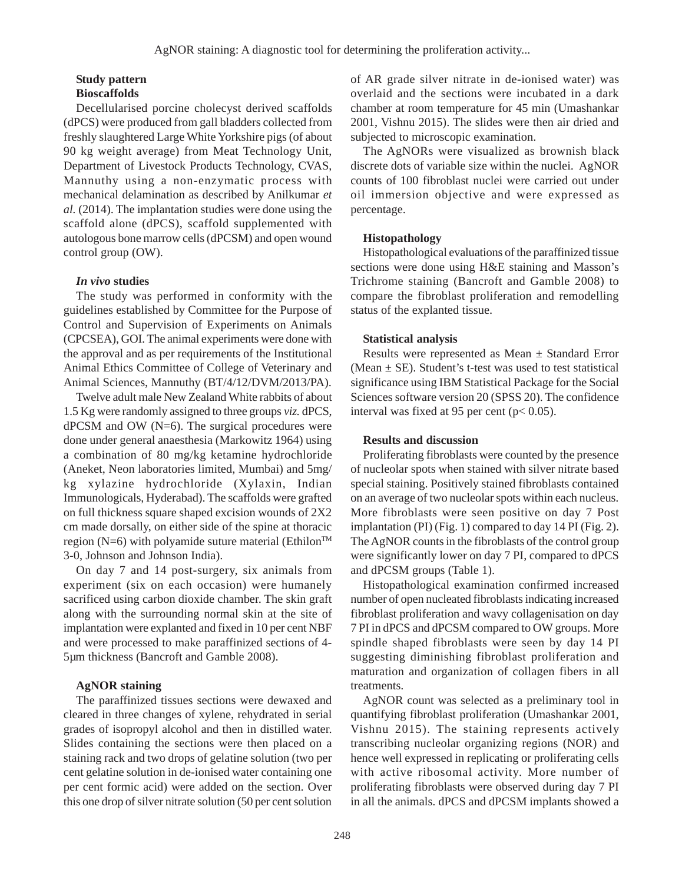### Study pattern

#### Bioscaffolds

Decellularised porcine cholecyst derived scaffolds (dPCS) were produced from gall bladders collected from freshly slaughtered Large White Yorkshire pigs (of about 90 kg weight average) from Meat Technology Unit, Department of Livestock Products Technology, CVAS, Mannuthy using a non-enzymatic process with mechanical delamination as described by Anilkumar *et al.* (2014). The implantation studies were done using the scaffold alone (dPCS), scaffold supplemented with autologous bone marrow cells (dPCSM) and open wound control group (OW).

#### *In vivo* studies

The study was performed in conformity with the guidelines established by Committee for the Purpose of Control and Supervision of Experiments on Animals (CPCSEA), GOI. The animal experiments were done with the approval and as per requirements of the Institutional Animal Ethics Committee of College of Veterinary and Animal Sciences, Mannuthy (BT/4/12/DVM/2013/PA).

Twelve adult male New Zealand White rabbits of about 1.5 Kg were randomly assigned to three groups *viz.* dPCS, dPCSM and OW (N=6). The surgical procedures were done under general anaesthesia (Markowitz 1964) using a combination of 80 mg/kg ketamine hydrochloride (Aneket, Neon laboratories limited, Mumbai) and 5mg/kg xylazine hydrochloride (Xylaxin, Indian Immunologicals, Hyderabad). The scaffolds were grafted on full thickness square shaped excision wounds of 2X2 cm made dorsally, on either side of the spine at thoracic region (N=6) with polyamide suture material (Ethilon™ 3-0, Johnson and Johnson India).

On day 7 and 14 post-surgery, six animals from experiment (six on each occasion) were humanely sacrificed using carbon dioxide chamber. The skin graft along with the surrounding normal skin at the site of implantation were explanted and fixed in 10 per cent NBF and were processed to make paraffinized sections of 4-5μm thickness (Bancroft and Gamble 2008).

#### AgNOR staining

The paraffinized tissues sections were dewaxed and cleared in three changes of xylene, rehydrated in serial grades of isopropyl alcohol and then in distilled water. Slides containing the sections were then placed on a staining rack and two drops of gelatine solution (two per cent gelatine solution in de-ionised water containing one per cent formic acid) were added on the section. Over this one drop of silver nitrate solution (50 per cent solution of AR grade silver nitrate in de-ionised water) was overlaid and the sections were incubated in a dark chamber at room temperature for 45 min (Umashankar 2001, Vishnu 2015). The slides were then air dried and subjected to microscopic examination.

The AgNORs were visualized as brownish black discrete dots of variable size within the nuclei. AgNOR counts of 100 fibroblast nuclei were carried out under oil immersion objective and were expressed as percentage.

#### Histopathology

Histopathological evaluations of the paraffinized tissue sections were done using H&E staining and Masson's Trichrome staining (Bancroft and Gamble 2008) to compare the fibroblast proliferation and remodelling status of the explanted tissue.

#### Statistical analysis

Results were represented as Mean ± Standard Error (Mean ± SE). Student's t-test was used to test statistical significance using IBM Statistical Package for the Social Sciences software version 20 (SPSS 20). The confidence interval was fixed at 95 per cent ($p < 0.05$).

### Results and discussion

Proliferating fibroblasts were counted by the presence of nucleolar spots when stained with silver nitrate based special staining. Positively stained fibroblasts contained on an average of two nucleolar spots within each nucleus. More fibroblasts were seen positive on day 7 Post implantation (PI) (Fig. 1) compared to day 14 PI (Fig. 2). The AgNOR counts in the fibroblasts of the control group were significantly lower on day 7 PI, compared to dPCS and dPCSM groups (Table 1).

Histopathological examination confirmed increased number of open nucleated fibroblasts indicating increased fibroblast proliferation and wavy collagenisation on day 7 PI in dPCS and dPCSM compared to OW groups. More spindle shaped fibroblasts were seen by day 14 PI suggesting diminishing fibroblast proliferation and maturation and organization of collagen fibers in all treatments.

AgNOR count was selected as a preliminary tool in quantifying fibroblast proliferation (Umashankar 2001, Vishnu 2015). The staining represents actively transcribing nucleolar organizing regions (NOR) and hence well expressed in replicating or proliferating cells with active ribosomal activity. More number of proliferating fibroblasts were observed during day 7 PI in all the animals. dPCS and dPCSM implants showed a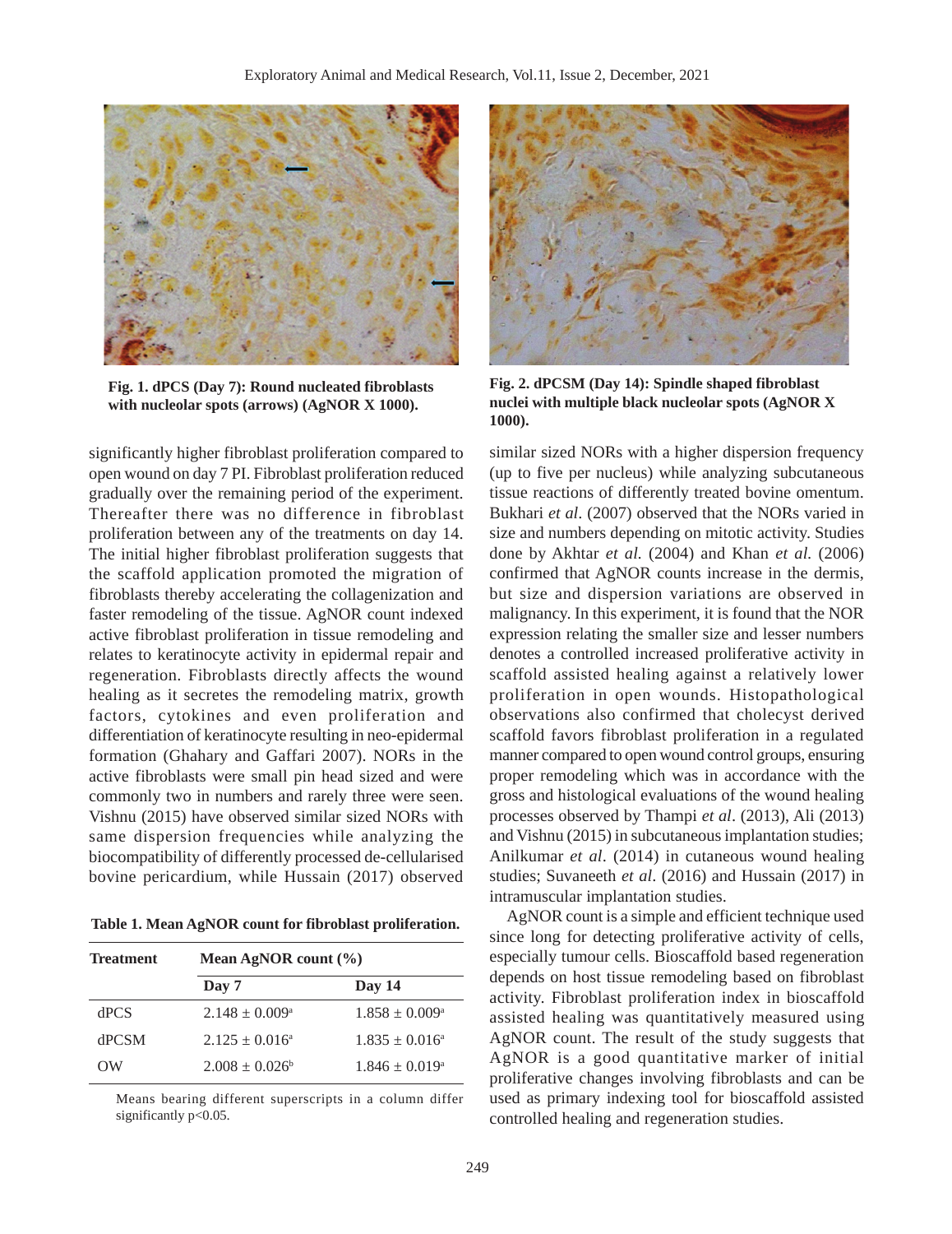Fig. 1. dPCS (Day 7): Round nucleated fibroblasts with nucleolar spots (arrows) (AgNOR X 1000).

Fig. 2. dPCSM (Day 14): Spindle shaped fibroblast nuclei with multiple black nucleolar spots (AgNOR X 1000).

significantly higher fibroblast proliferation compared to open wound on day 7 PI. Fibroblast proliferation reduced gradually over the remaining period of the experiment. Thereafter there was no difference in fibroblast proliferation between any of the treatments on day 14. The initial higher fibroblast proliferation suggests that the scaffold application promoted the migration of fibroblasts thereby accelerating the collagenization and faster remodeling of the tissue. AgNOR count indexed active fibroblast proliferation in tissue remodeling and relates to keratinocyte activity in epidermal repair and regeneration. Fibroblasts directly affects the wound healing as it secretes the remodeling matrix, growth factors, cytokines and even proliferation and differentiation of keratinocyte resulting in neo-epidermal formation (Ghahary and Gaffari 2007). NORs in the active fibroblasts were small pin head sized and were commonly two in numbers and rarely three were seen. Vishnu (2015) have observed similar sized NORs with same dispersion frequencies while analyzing the biocompatibility of differently processed de-cellularised bovine pericardium, while Hussain (2017) observed similar sized NORs with a higher dispersion frequency (up to five per nucleus) while analyzing subcutaneous tissue reactions of differently treated bovine omentum. Bukhari *et al*. (2007) observed that the NORs varied in size and numbers depending on mitotic activity. Studies done by Akhtar *et al.* (2004) and Khan *et al.* (2006) confirmed that AgNOR counts increase in the dermis, but size and dispersion variations are observed in malignancy. In this experiment, it is found that the NOR expression relating the smaller size and lesser numbers denotes a controlled increased proliferative activity in scaffold assisted healing against a relatively lower proliferation in open wounds. Histopathological observations also confirmed that cholecyst derived scaffold favors fibroblast proliferation in a regulated manner compared to open wound control groups, ensuring proper remodeling which was in accordance with the gross and histological evaluations of the wound healing processes observed by Thampi *et al*. (2013), Ali (2013) and Vishnu (2015) in subcutaneous implantation studies; Anilkumar *et al*. (2014) in cutaneous wound healing studies; Suvaneeth *et al*. (2016) and Hussain (2017) in intramuscular implantation studies.

**Table 1. Mean AgNOR count for fibroblast proliferation.**

| Treatment | Mean AgNOR count (%) | |
|---|---|---|
| | **Day 7** | **Day 14** |
| dPCS | $2.148 \pm 0.009^a$ | $1.858 \pm 0.009^a$ |
| dPCSM | $2.125 \pm 0.016^a$ | $1.835 \pm 0.016^a$ |
| OW | $2.008 \pm 0.026^b$ | $1.846 \pm 0.019^a$ |

Means bearing different superscripts in a column differ significantly $p<0.05$.

AgNOR count is a simple and efficient technique used since long for detecting proliferative activity of cells, especially tumour cells. Bioscaffold based regeneration depends on host tissue remodeling based on fibroblast activity. Fibroblast proliferation index in bioscaffold assisted healing was quantitatively measured using AgNOR count. The result of the study suggests that AgNOR is a good quantitative marker of initial proliferative changes involving fibroblasts and can be used as primary indexing tool for bioscaffold assisted controlled healing and regeneration studies.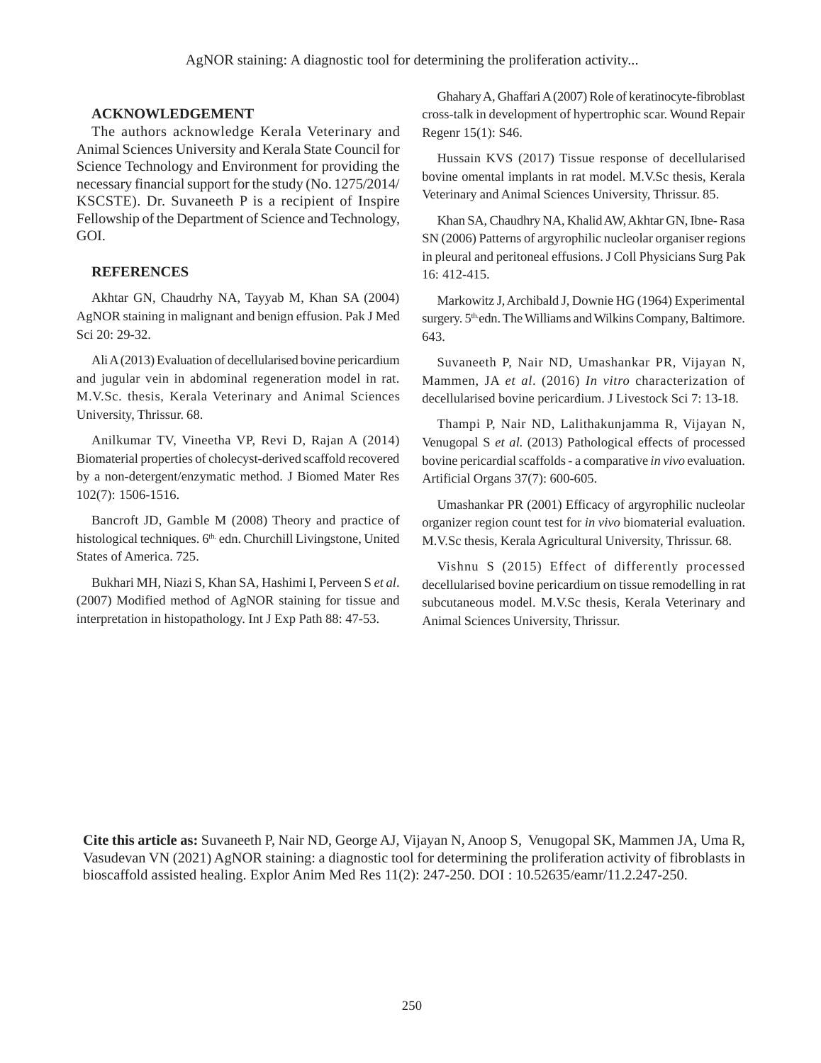## ACKNOWLEDGEMENT

The authors acknowledge Kerala Veterinary and Animal Sciences University and Kerala State Council for Science Technology and Environment for providing the necessary financial support for the study (No. 1275/2014/ KSCSTE). Dr. Suvaneeth P is a recipient of Inspire Fellowship of the Department of Science and Technology, GOI.

## REFERENCES

Akhtar GN, Chaudrhy NA, Tayyab M, Khan SA (2004) AgNOR staining in malignant and benign effusion. Pak J Med Sci 20: 29-32.

Ali A (2013) Evaluation of decellularised bovine pericardium and jugular vein in abdominal regeneration model in rat. M.V.Sc. thesis, Kerala Veterinary and Animal Sciences University, Thrissur. 68.

Anilkumar TV, Vineetha VP, Revi D, Rajan A (2014) Biomaterial properties of cholecyst-derived scaffold recovered by a non-detergent/enzymatic method. J Biomed Mater Res 102(7): 1506-1516.

Bancroft JD, Gamble M (2008) Theory and practice of histological techniques. 6th edn. Churchill Livingstone, United States of America. 725.

Bukhari MH, Niazi S, Khan SA, Hashimi I, Perveen S *et al*. (2007) Modified method of AgNOR staining for tissue and interpretation in histopathology. Int J Exp Path 88: 47-53.

Ghahary A, Ghaffari A (2007) Role of keratinocyte-fibroblast cross-talk in development of hypertrophic scar. Wound Repair Regenr 15(1): S46.

Hussain KVS (2017) Tissue response of decellularised bovine omental implants in rat model. M.V.Sc thesis, Kerala Veterinary and Animal Sciences University, Thrissur. 85.

Khan SA, Chaudhry NA, Khalid AW, Akhtar GN, Ibne- Rasa SN (2006) Patterns of argyrophilic nucleolar organiser regions in pleural and peritoneal effusions. J Coll Physicians Surg Pak 16: 412-415.

Markowitz J, Archibald J, Downie HG (1964) Experimental surgery. 5th edn. The Williams and Wilkins Company, Baltimore. 643.

Suvaneeth P, Nair ND, Umashankar PR, Vijayan N, Mammen, JA *et al*. (2016) *In vitro* characterization of decellularised bovine pericardium. J Livestock Sci 7: 13-18.

Thampi P, Nair ND, Lalithakunjamma R, Vijayan N, Venugopal S *et al.* (2013) Pathological effects of processed bovine pericardial scaffolds - a comparative *in vivo* evaluation. Artificial Organs 37(7): 600-605.

Umashankar PR (2001) Efficacy of argyrophilic nucleolar organizer region count test for *in vivo* biomaterial evaluation. M.V.Sc thesis, Kerala Agricultural University, Thrissur. 68.

Vishnu S (2015) Effect of differently processed decellularised bovine pericardium on tissue remodelling in rat subcutaneous model. M.V.Sc thesis, Kerala Veterinary and Animal Sciences University, Thrissur.

**Cite this article as:** Suvaneeth P, Nair ND, George AJ, Vijayan N, Anoop S, Venugopal SK, Mammen JA, Uma R, Vasudevan VN (2021) AgNOR staining: a diagnostic tool for determining the proliferation activity of fibroblasts in bioscaffold assisted healing. Explor Anim Med Res 11(2): 247-250. DOI : 10.52635/eamr/11.2.247-250.